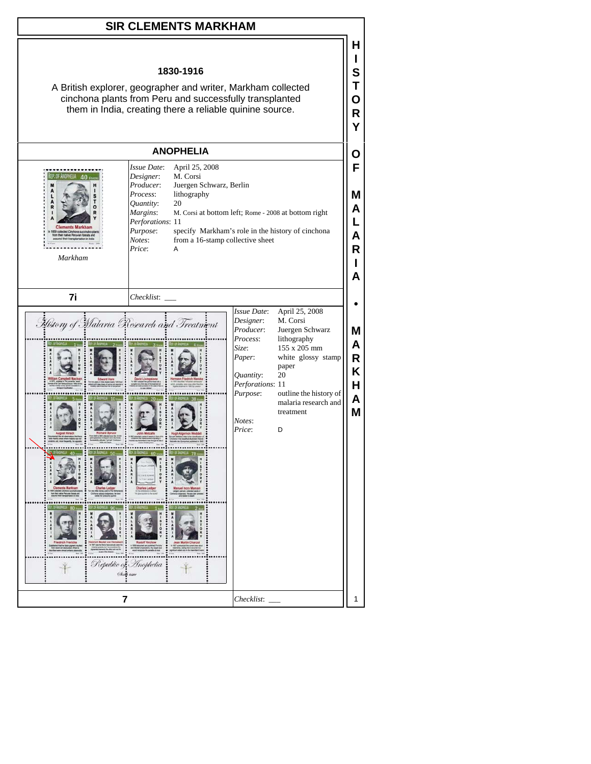# SIR CLEMENTS MARKHAM

**1830-1916**

A British explorer, geographer and writer, Markham collected cinchona plants from Peru and successfully transplanted them in India, creating there a reliable quinine source.

## ANOPHELIA

*Markham*

| | |
|---|---|
| *Issue Date*: | April 25, 2008 |
| *Designer*: | M. Corsi |
| *Producer*: | Juergen Schwarz, Berlin |
| *Process*: | lithography |
| *Quantity*: | 20 |
| *Margins*: | M. Corsi at bottom left; Rome - 2008 at bottom right |
| *Perforations*: | 11 |
| *Purpose*: | specify Markham's role in the history of cinchona |
| *Notes*: | from a 16-stamp collective sheet |
| *Price*: | A |

**7i** *Checklist*: ___

| | |
|---|---|
| *Issue Date*: | April 25, 2008 |
| *Designer*: | M. Corsi |
| *Producer*: | Juergen Schwarz |
| *Process*: | lithography |
| *Size*: | 155 x 205 mm |
| *Paper*: | white glossy stamp paper |
| *Quantity*: | 20 |
| *Perforations*: | 11 |
| *Purpose*: | outline the history of malaria research and treatment |
| *Notes*: | |
| *Price*: | D |

**7** *Checklist*: ___

HISTORY OF MALARIA • MARKHAM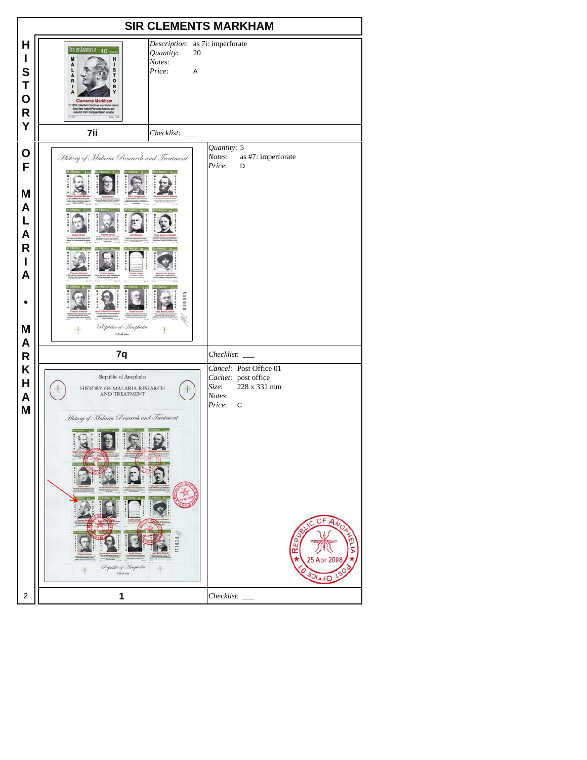# SIR CLEMENTS MARKHAM

HISTORY OF MALARIA • MARKHAM

**7ii**

*Description*: as 7i: imperforate
*Quantity*: 20
*Notes*:
*Price*: A

*Checklist*: ___

**7q**

*Quantity*: 5
*Notes*: as #7: imperforate
*Price*: D

*Checklist*: ___

**1**

*Cancel*: Post Office 01
*Cachet*: post office
*Size*: 228 x 331 mm
*Notes*:
*Price*: C

*Checklist*: ___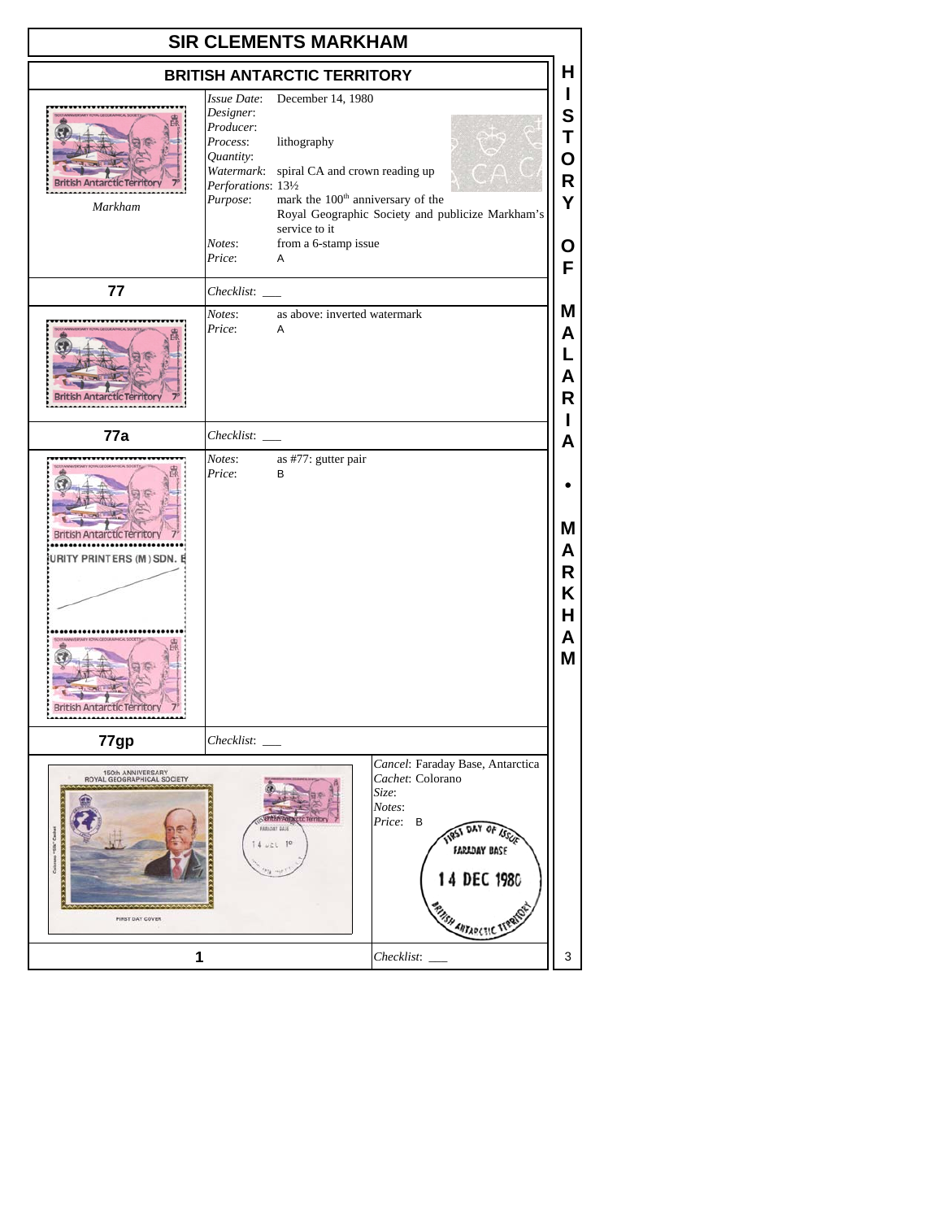# SIR CLEMENTS MARKHAM

## BRITISH ANTARCTIC TERRITORY

*Markham*

*Issue Date*: December 14, 1980
*Designer*:
*Producer*:
*Process*: lithography
*Quantity*:
*Watermark*: spiral CA and crown reading up
*Perforations*: 13½
*Purpose*: mark the 100th anniversary of the Royal Geographic Society and publicize Markham's service to it
*Notes*: from a 6-stamp issue
*Price*: A

**77** — *Checklist*: ___

*Notes*: as above: inverted watermark
*Price*: A

**77a** — *Checklist*: ___

*Notes*: as #77: gutter pair
*Price*: B

**77gp** — *Checklist*: ___

*Cancel*: Faraday Base, Antarctica
*Cachet*: Colorano
*Size*:
*Notes*:
*Price*: B

**1** — *Checklist*: ___

HISTORY OF MALARIA • MARKHAM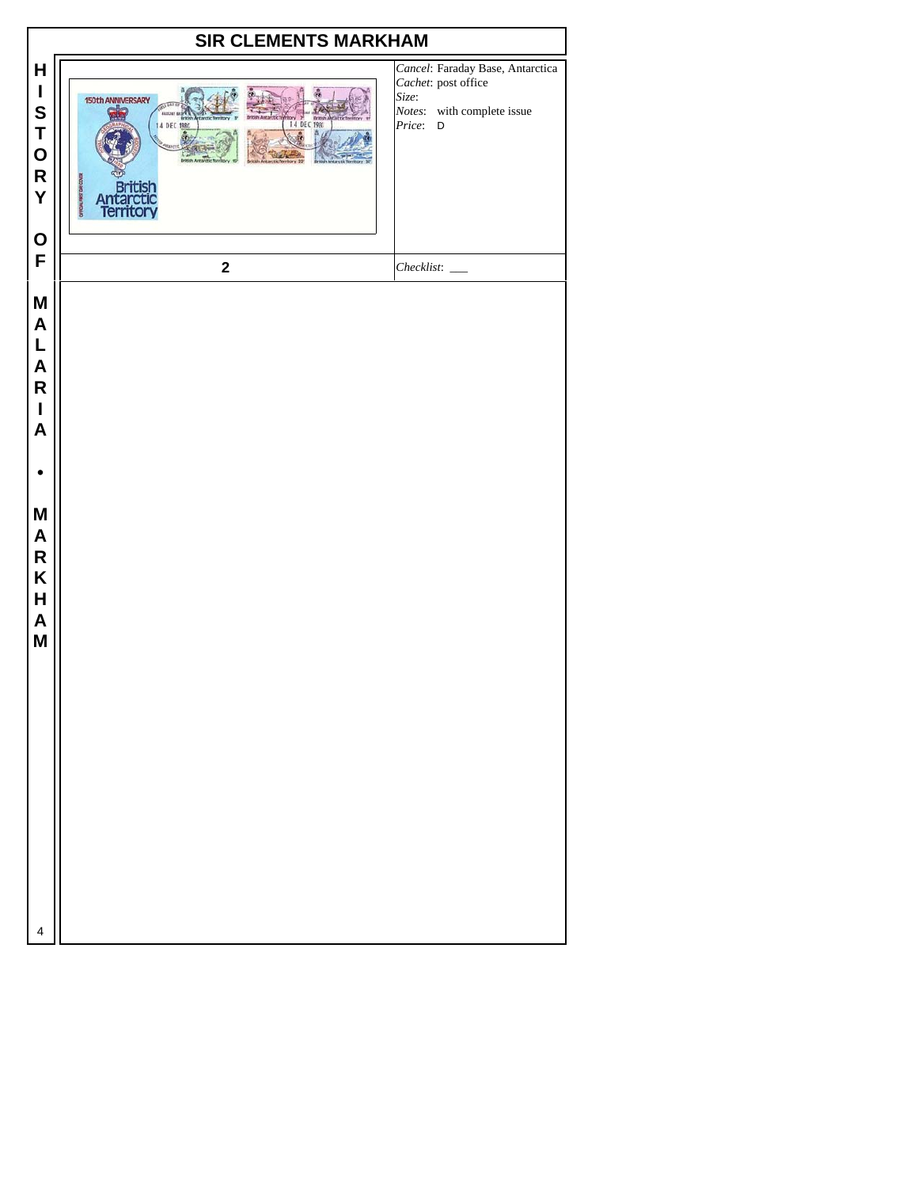## SIR CLEMENTS MARKHAM

HISTORY OF MALARIA • MARKHAM

*Cancel*: Faraday Base, Antarctica
*Cachet*: post office
*Size*:
*Notes*: with complete issue
*Price*: D

2

*Checklist*: ___